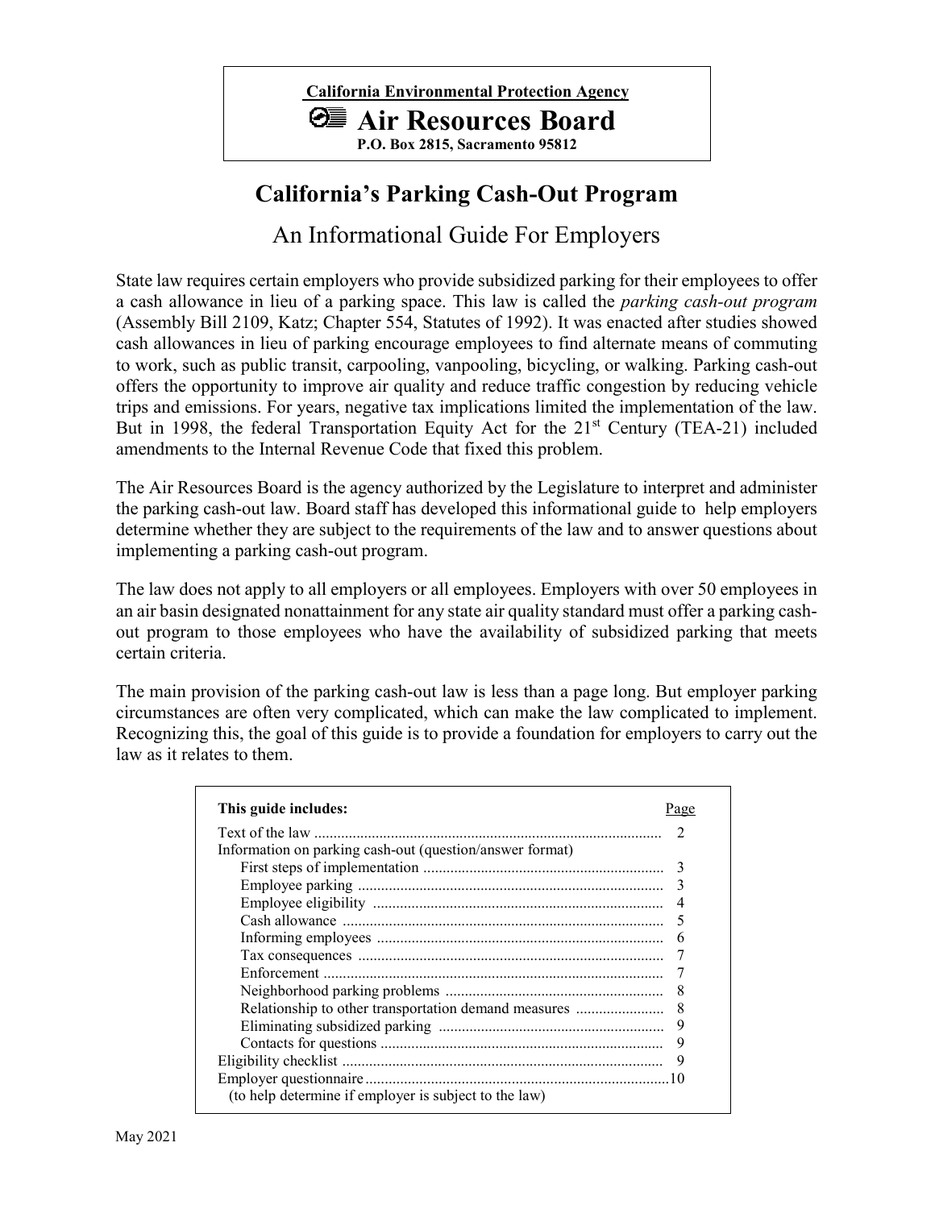**California Environmental Protection Agency**

# Air Resources Board

**P.O. Box 2815, Sacramento 95812**

# California's Parking Cash-Out Program

## An Informational Guide For Employers

State law requires certain employers who provide subsidized parking for their employees to offer a cash allowance in lieu of a parking space. This law is called the *parking cash-out program* (Assembly Bill 2109, Katz; Chapter 554, Statutes of 1992). It was enacted after studies showed cash allowances in lieu of parking encourage employees to find alternate means of commuting to work, such as public transit, carpooling, vanpooling, bicycling, or walking. Parking cash-out offers the opportunity to improve air quality and reduce traffic congestion by reducing vehicle trips and emissions. For years, negative tax implications limited the implementation of the law. But in 1998, the federal Transportation Equity Act for the 21st Century (TEA-21) included amendments to the Internal Revenue Code that fixed this problem.

The Air Resources Board is the agency authorized by the Legislature to interpret and administer the parking cash-out law. Board staff has developed this informational guide to help employers determine whether they are subject to the requirements of the law and to answer questions about implementing a parking cash-out program.

The law does not apply to all employers or all employees. Employers with over 50 employees in an air basin designated nonattainment for any state air quality standard must offer a parking cash-out program to those employees who have the availability of subsidized parking that meets certain criteria.

The main provision of the parking cash-out law is less than a page long. But employer parking circumstances are often very complicated, which can make the law complicated to implement. Recognizing this, the goal of this guide is to provide a foundation for employers to carry out the law as it relates to them.

| **This guide includes:** | Page |
|---|---|
| Text of the law | 2 |
| Information on parking cash-out (question/answer format) | |
| First steps of implementation | 3 |
| Employee parking | 3 |
| Employee eligibility | 4 |
| Cash allowance | 5 |
| Informing employees | 6 |
| Tax consequences | 7 |
| Enforcement | 7 |
| Neighborhood parking problems | 8 |
| Relationship to other transportation demand measures | 8 |
| Eliminating subsidized parking | 9 |
| Contacts for questions | 9 |
| Eligibility checklist | 9 |
| Employer questionnaire (to help determine if employer is subject to the law) | 10 |

May 2021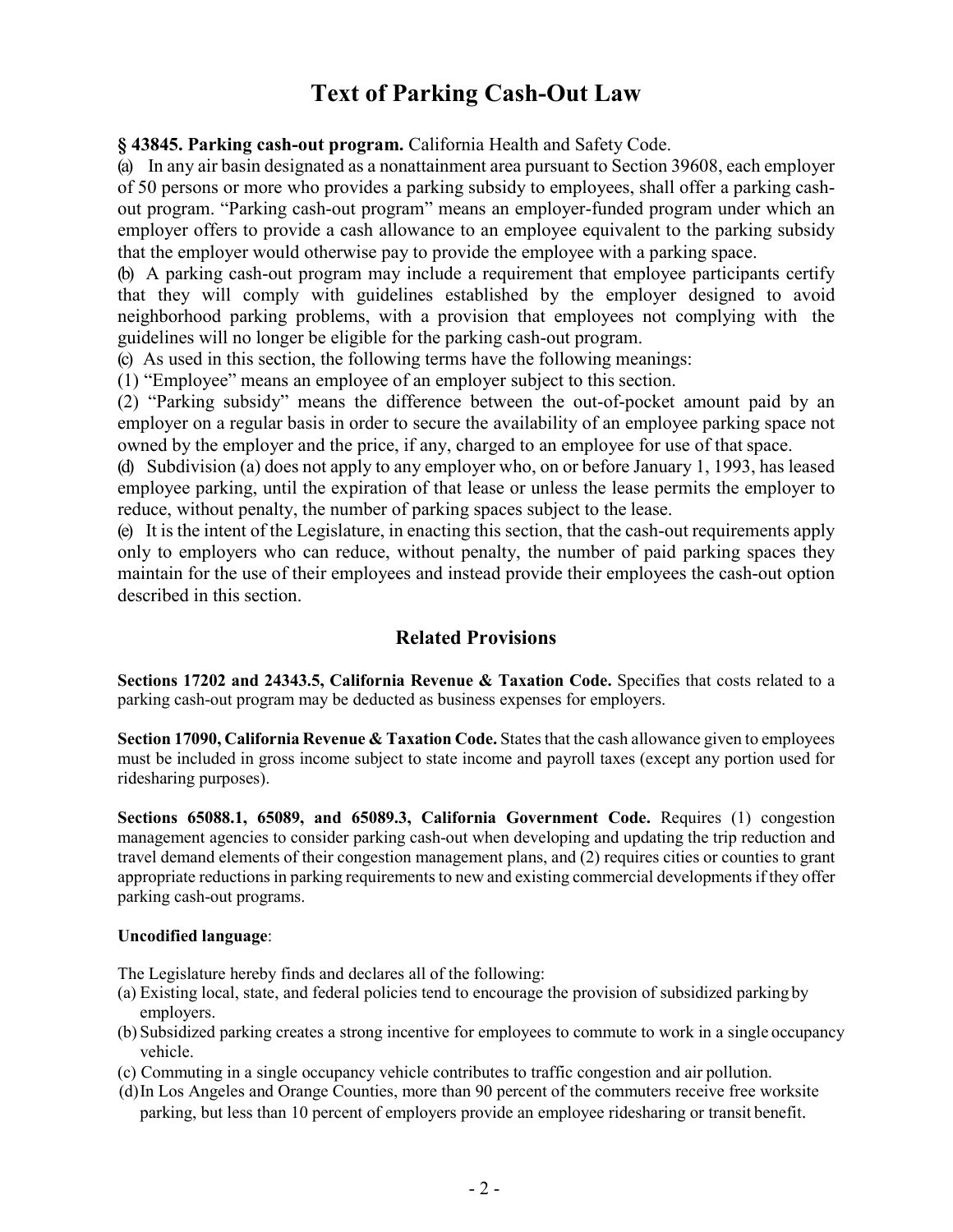# Text of Parking Cash-Out Law

**§ 43845. Parking cash-out program.** California Health and Safety Code.

(a) In any air basin designated as a nonattainment area pursuant to Section 39608, each employer of 50 persons or more who provides a parking subsidy to employees, shall offer a parking cash-out program. "Parking cash-out program" means an employer-funded program under which an employer offers to provide a cash allowance to an employee equivalent to the parking subsidy that the employer would otherwise pay to provide the employee with a parking space.

(b) A parking cash-out program may include a requirement that employee participants certify that they will comply with guidelines established by the employer designed to avoid neighborhood parking problems, with a provision that employees not complying with the guidelines will no longer be eligible for the parking cash-out program.

(c) As used in this section, the following terms have the following meanings:

(1) "Employee" means an employee of an employer subject to this section.

(2) "Parking subsidy" means the difference between the out-of-pocket amount paid by an employer on a regular basis in order to secure the availability of an employee parking space not owned by the employer and the price, if any, charged to an employee for use of that space.

(d) Subdivision (a) does not apply to any employer who, on or before January 1, 1993, has leased employee parking, until the expiration of that lease or unless the lease permits the employer to reduce, without penalty, the number of parking spaces subject to the lease.

(e) It is the intent of the Legislature, in enacting this section, that the cash-out requirements apply only to employers who can reduce, without penalty, the number of paid parking spaces they maintain for the use of their employees and instead provide their employees the cash-out option described in this section.

## Related Provisions

**Sections 17202 and 24343.5, California Revenue & Taxation Code.** Specifies that costs related to a parking cash-out program may be deducted as business expenses for employers.

**Section 17090, California Revenue & Taxation Code.** States that the cash allowance given to employees must be included in gross income subject to state income and payroll taxes (except any portion used for ridesharing purposes).

**Sections 65088.1, 65089, and 65089.3, California Government Code.** Requires (1) congestion management agencies to consider parking cash-out when developing and updating the trip reduction and travel demand elements of their congestion management plans, and (2) requires cities or counties to grant appropriate reductions in parking requirements to new and existing commercial developments if they offer parking cash-out programs.

**Uncodified language**:

The Legislature hereby finds and declares all of the following:

(a) Existing local, state, and federal policies tend to encourage the provision of subsidized parking by employers.

(b) Subsidized parking creates a strong incentive for employees to commute to work in a single occupancy vehicle.

(c) Commuting in a single occupancy vehicle contributes to traffic congestion and air pollution.

(d) In Los Angeles and Orange Counties, more than 90 percent of the commuters receive free worksite parking, but less than 10 percent of employers provide an employee ridesharing or transit benefit.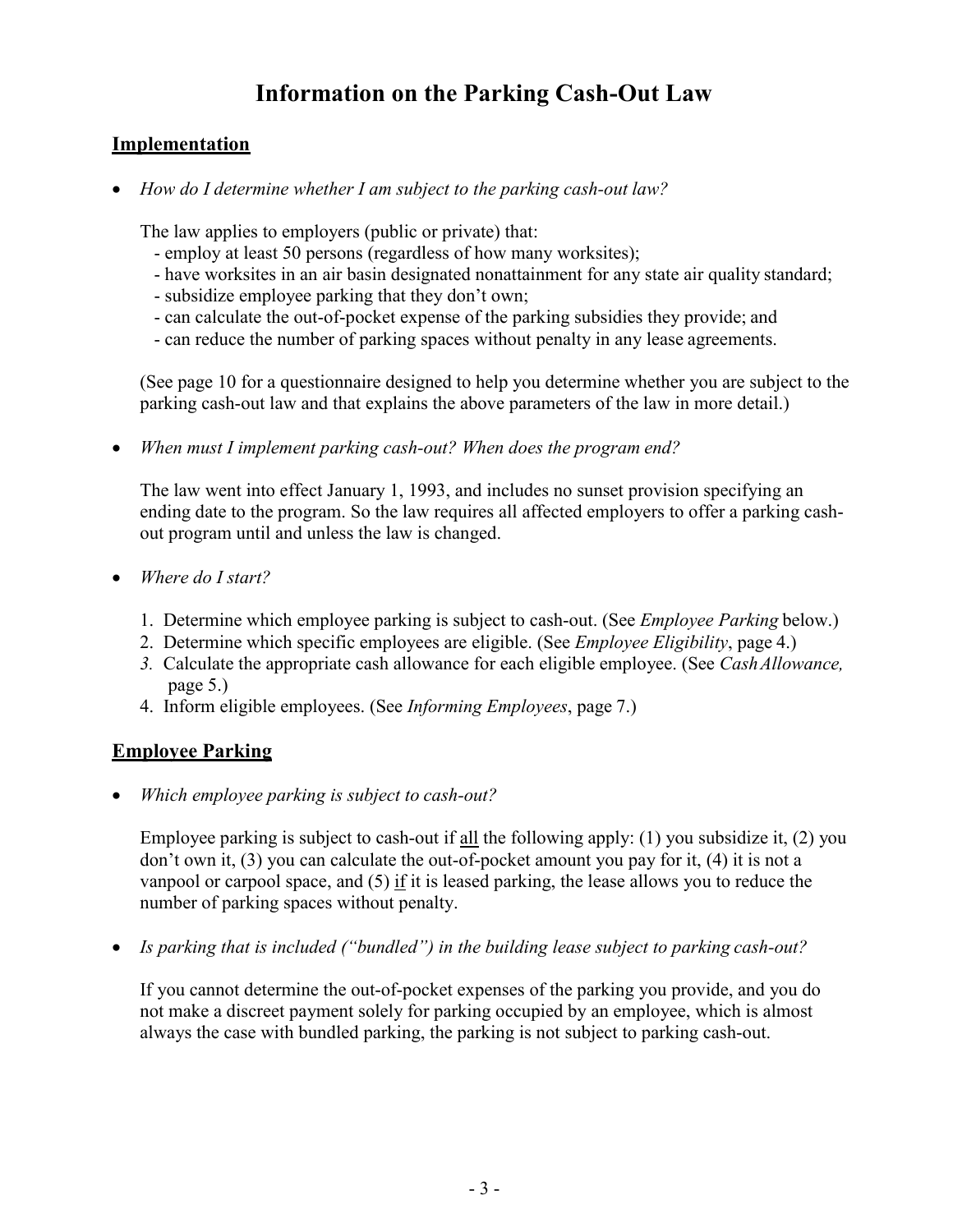# Information on the Parking Cash-Out Law

## Implementation

- *How do I determine whether I am subject to the parking cash-out law?*

  The law applies to employers (public or private) that:
  - employ at least 50 persons (regardless of how many worksites);
  - have worksites in an air basin designated nonattainment for any state air quality standard;
  - subsidize employee parking that they don't own;
  - can calculate the out-of-pocket expense of the parking subsidies they provide; and
  - can reduce the number of parking spaces without penalty in any lease agreements.

  (See page 10 for a questionnaire designed to help you determine whether you are subject to the parking cash-out law and that explains the above parameters of the law in more detail.)

- *When must I implement parking cash-out? When does the program end?*

  The law went into effect January 1, 1993, and includes no sunset provision specifying an ending date to the program. So the law requires all affected employers to offer a parking cash-out program until and unless the law is changed.

- *Where do I start?*

  1. Determine which employee parking is subject to cash-out. (See *Employee Parking* below.)
  2. Determine which specific employees are eligible. (See *Employee Eligibility*, page 4.)
  3. Calculate the appropriate cash allowance for each eligible employee. (See *Cash Allowance,* page 5.)
  4. Inform eligible employees. (See *Informing Employees*, page 7.)

## Employee Parking

- *Which employee parking is subject to cash-out?*

  Employee parking is subject to cash-out if <u>all</u> the following apply: (1) you subsidize it, (2) you don't own it, (3) you can calculate the out-of-pocket amount you pay for it, (4) it is not a vanpool or carpool space, and (5) <u>if</u> it is leased parking, the lease allows you to reduce the number of parking spaces without penalty.

- *Is parking that is included ("bundled") in the building lease subject to parking cash-out?*

  If you cannot determine the out-of-pocket expenses of the parking you provide, and you do not make a discreet payment solely for parking occupied by an employee, which is almost always the case with bundled parking, the parking is not subject to parking cash-out.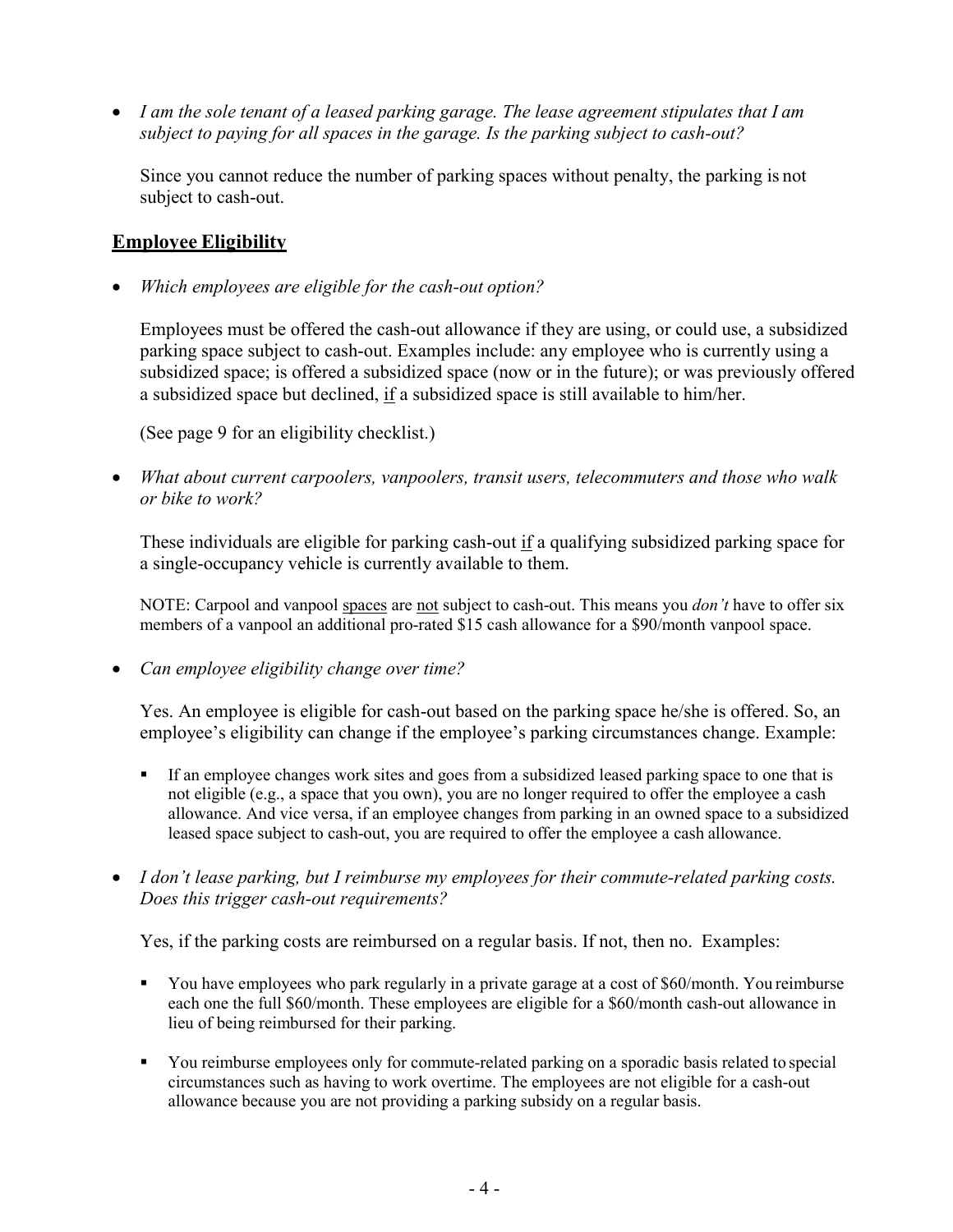- *I am the sole tenant of a leased parking garage. The lease agreement stipulates that I am subject to paying for all spaces in the garage. Is the parking subject to cash-out?*

  Since you cannot reduce the number of parking spaces without penalty, the parking is not subject to cash-out.

## Employee Eligibility

- *Which employees are eligible for the cash-out option?*

  Employees must be offered the cash-out allowance if they are using, or could use, a subsidized parking space subject to cash-out. Examples include: any employee who is currently using a subsidized space; is offered a subsidized space (now or in the future); or was previously offered a subsidized space but declined, <u>if</u> a subsidized space is still available to him/her.

  (See page 9 for an eligibility checklist.)

- *What about current carpoolers, vanpoolers, transit users, telecommuters and those who walk or bike to work?*

  These individuals are eligible for parking cash-out <u>if</u> a qualifying subsidized parking space for a single-occupancy vehicle is currently available to them.

  NOTE: Carpool and vanpool <u>spaces</u> are <u>not</u> subject to cash-out. This means you *don't* have to offer six members of a vanpool an additional pro-rated $15 cash allowance for a $90/month vanpool space.

- *Can employee eligibility change over time?*

  Yes. An employee is eligible for cash-out based on the parking space he/she is offered. So, an employee's eligibility can change if the employee's parking circumstances change. Example:

  - If an employee changes work sites and goes from a subsidized leased parking space to one that is not eligible (e.g., a space that you own), you are no longer required to offer the employee a cash allowance. And vice versa, if an employee changes from parking in an owned space to a subsidized leased space subject to cash-out, you are required to offer the employee a cash allowance.

- *I don't lease parking, but I reimburse my employees for their commute-related parking costs. Does this trigger cash-out requirements?*

  Yes, if the parking costs are reimbursed on a regular basis. If not, then no. Examples:

  - You have employees who park regularly in a private garage at a cost of $60/month. You reimburse each one the full $60/month. These employees are eligible for a $60/month cash-out allowance in lieu of being reimbursed for their parking.
  - You reimburse employees only for commute-related parking on a sporadic basis related to special circumstances such as having to work overtime. The employees are not eligible for a cash-out allowance because you are not providing a parking subsidy on a regular basis.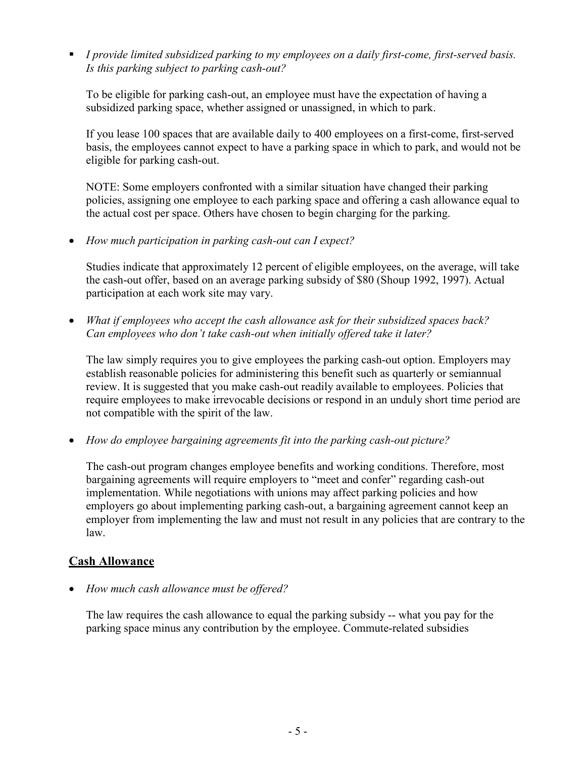- *I provide limited subsidized parking to my employees on a daily first-come, first-served basis. Is this parking subject to parking cash-out?*

  To be eligible for parking cash-out, an employee must have the expectation of having a subsidized parking space, whether assigned or unassigned, in which to park.

  If you lease 100 spaces that are available daily to 400 employees on a first-come, first-served basis, the employees cannot expect to have a parking space in which to park, and would not be eligible for parking cash-out.

  NOTE: Some employers confronted with a similar situation have changed their parking policies, assigning one employee to each parking space and offering a cash allowance equal to the actual cost per space. Others have chosen to begin charging for the parking.

- *How much participation in parking cash-out can I expect?*

  Studies indicate that approximately 12 percent of eligible employees, on the average, will take the cash-out offer, based on an average parking subsidy of $80 (Shoup 1992, 1997). Actual participation at each work site may vary.

- *What if employees who accept the cash allowance ask for their subsidized spaces back? Can employees who don't take cash-out when initially offered take it later?*

  The law simply requires you to give employees the parking cash-out option. Employers may establish reasonable policies for administering this benefit such as quarterly or semiannual review. It is suggested that you make cash-out readily available to employees. Policies that require employees to make irrevocable decisions or respond in an unduly short time period are not compatible with the spirit of the law.

- *How do employee bargaining agreements fit into the parking cash-out picture?*

  The cash-out program changes employee benefits and working conditions. Therefore, most bargaining agreements will require employers to "meet and confer" regarding cash-out implementation. While negotiations with unions may affect parking policies and how employers go about implementing parking cash-out, a bargaining agreement cannot keep an employer from implementing the law and must not result in any policies that are contrary to the law.

## Cash Allowance

- *How much cash allowance must be offered?*

  The law requires the cash allowance to equal the parking subsidy -- what you pay for the parking space minus any contribution by the employee. Commute-related subsidies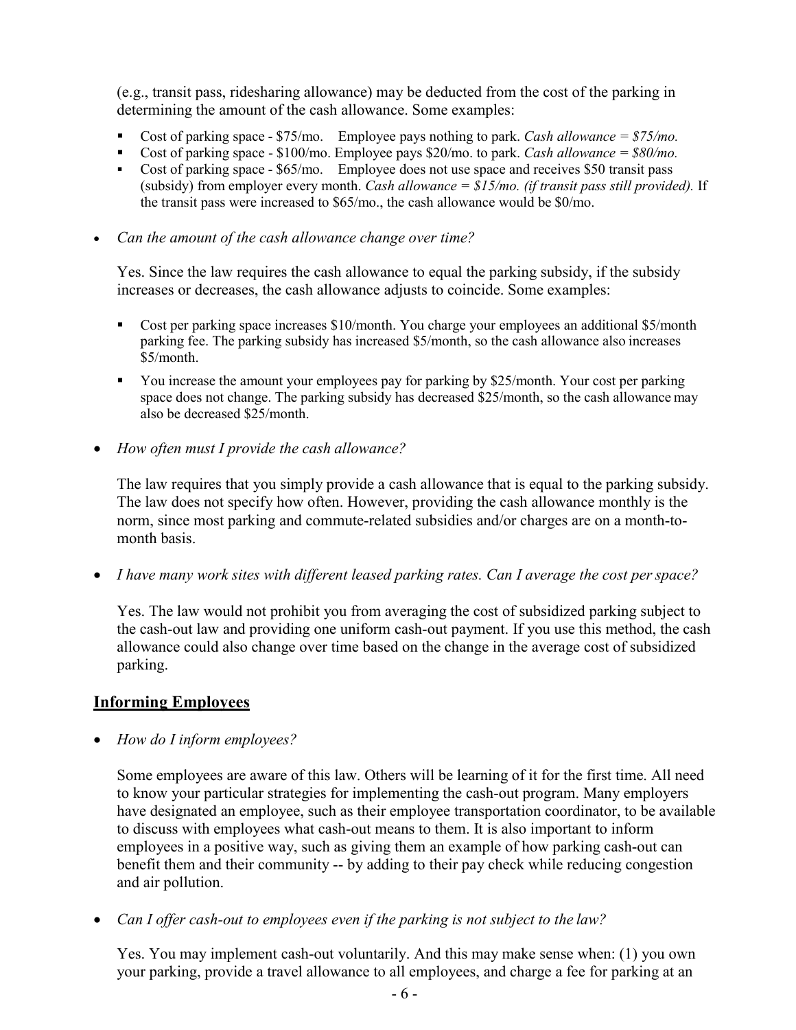(e.g., transit pass, ridesharing allowance) may be deducted from the cost of the parking in determining the amount of the cash allowance. Some examples:

- Cost of parking space - $75/mo. Employee pays nothing to park. *Cash allowance = $75/mo.*
- Cost of parking space - $100/mo. Employee pays $20/mo. to park. *Cash allowance = $80/mo.*
- Cost of parking space - $65/mo. Employee does not use space and receives $50 transit pass (subsidy) from employer every month. *Cash allowance = $15/mo. (if transit pass still provided).* If the transit pass were increased to $65/mo., the cash allowance would be $0/mo.

- *Can the amount of the cash allowance change over time?*

  Yes. Since the law requires the cash allowance to equal the parking subsidy, if the subsidy increases or decreases, the cash allowance adjusts to coincide. Some examples:

  - Cost per parking space increases $10/month. You charge your employees an additional $5/month parking fee. The parking subsidy has increased $5/month, so the cash allowance also increases $5/month.
  - You increase the amount your employees pay for parking by $25/month. Your cost per parking space does not change. The parking subsidy has decreased $25/month, so the cash allowance may also be decreased $25/month.

- *How often must I provide the cash allowance?*

  The law requires that you simply provide a cash allowance that is equal to the parking subsidy. The law does not specify how often. However, providing the cash allowance monthly is the norm, since most parking and commute-related subsidies and/or charges are on a month-to-month basis.

- *I have many work sites with different leased parking rates. Can I average the cost per space?*

  Yes. The law would not prohibit you from averaging the cost of subsidized parking subject to the cash-out law and providing one uniform cash-out payment. If you use this method, the cash allowance could also change over time based on the change in the average cost of subsidized parking.

## Informing Employees

- *How do I inform employees?*

  Some employees are aware of this law. Others will be learning of it for the first time. All need to know your particular strategies for implementing the cash-out program. Many employers have designated an employee, such as their employee transportation coordinator, to be available to discuss with employees what cash-out means to them. It is also important to inform employees in a positive way, such as giving them an example of how parking cash-out can benefit them and their community -- by adding to their pay check while reducing congestion and air pollution.

- *Can I offer cash-out to employees even if the parking is not subject to the law?*

  Yes. You may implement cash-out voluntarily. And this may make sense when: (1) you own your parking, provide a travel allowance to all employees, and charge a fee for parking at an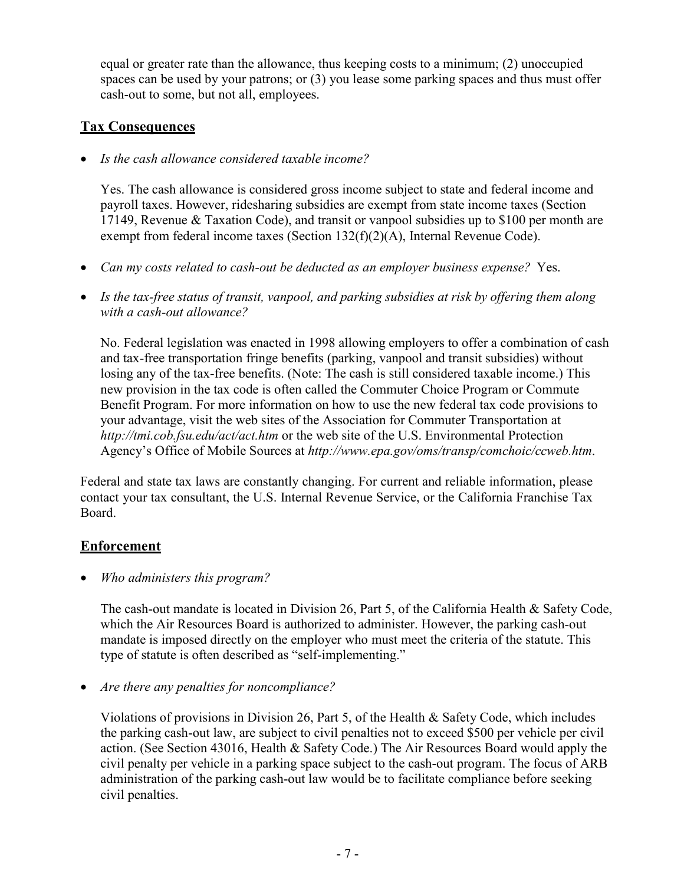equal or greater rate than the allowance, thus keeping costs to a minimum; (2) unoccupied spaces can be used by your patrons; or (3) you lease some parking spaces and thus must offer cash-out to some, but not all, employees.

## Tax Consequences

- *Is the cash allowance considered taxable income?*

  Yes. The cash allowance is considered gross income subject to state and federal income and payroll taxes. However, ridesharing subsidies are exempt from state income taxes (Section 17149, Revenue & Taxation Code), and transit or vanpool subsidies up to $100 per month are exempt from federal income taxes (Section 132(f)(2)(A), Internal Revenue Code).

- *Can my costs related to cash-out be deducted as an employer business expense?* Yes.

- *Is the tax-free status of transit, vanpool, and parking subsidies at risk by offering them along with a cash-out allowance?*

  No. Federal legislation was enacted in 1998 allowing employers to offer a combination of cash and tax-free transportation fringe benefits (parking, vanpool and transit subsidies) without losing any of the tax-free benefits. (Note: The cash is still considered taxable income.) This new provision in the tax code is often called the Commuter Choice Program or Commute Benefit Program. For more information on how to use the new federal tax code provisions to your advantage, visit the web sites of the Association for Commuter Transportation at *http://tmi.cob.fsu.edu/act/act.htm* or the web site of the U.S. Environmental Protection Agency's Office of Mobile Sources at *http://www.epa.gov/oms/transp/comchoic/ccweb.htm*.

Federal and state tax laws are constantly changing. For current and reliable information, please contact your tax consultant, the U.S. Internal Revenue Service, or the California Franchise Tax Board.

## Enforcement

- *Who administers this program?*

  The cash-out mandate is located in Division 26, Part 5, of the California Health & Safety Code, which the Air Resources Board is authorized to administer. However, the parking cash-out mandate is imposed directly on the employer who must meet the criteria of the statute. This type of statute is often described as "self-implementing."

- *Are there any penalties for noncompliance?*

  Violations of provisions in Division 26, Part 5, of the Health & Safety Code, which includes the parking cash-out law, are subject to civil penalties not to exceed $500 per vehicle per civil action. (See Section 43016, Health & Safety Code.) The Air Resources Board would apply the civil penalty per vehicle in a parking space subject to the cash-out program. The focus of ARB administration of the parking cash-out law would be to facilitate compliance before seeking civil penalties.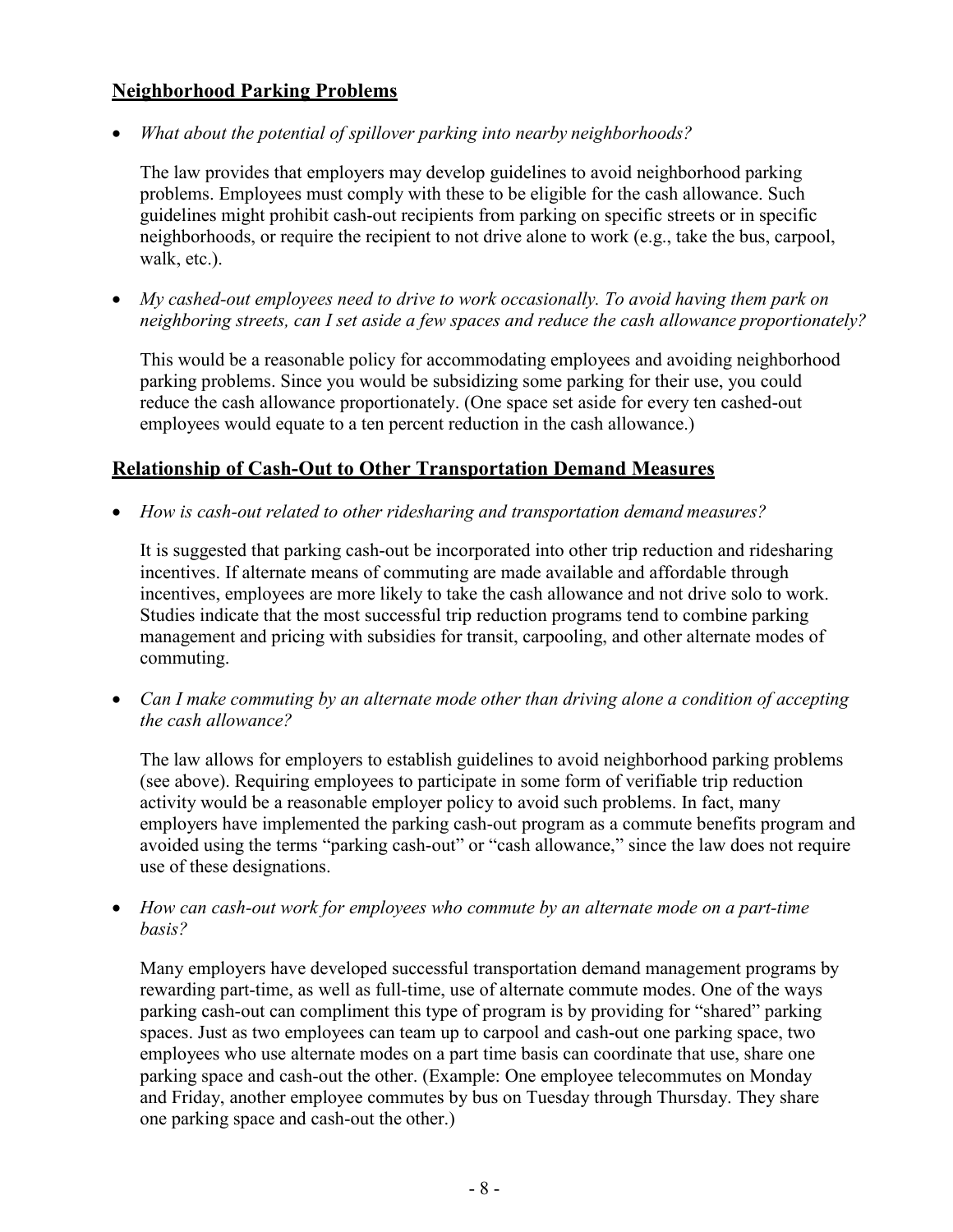## Neighborhood Parking Problems

- *What about the potential of spillover parking into nearby neighborhoods?*

  The law provides that employers may develop guidelines to avoid neighborhood parking problems. Employees must comply with these to be eligible for the cash allowance. Such guidelines might prohibit cash-out recipients from parking on specific streets or in specific neighborhoods, or require the recipient to not drive alone to work (e.g., take the bus, carpool, walk, etc.).

- *My cashed-out employees need to drive to work occasionally. To avoid having them park on neighboring streets, can I set aside a few spaces and reduce the cash allowance proportionately?*

  This would be a reasonable policy for accommodating employees and avoiding neighborhood parking problems. Since you would be subsidizing some parking for their use, you could reduce the cash allowance proportionately. (One space set aside for every ten cashed-out employees would equate to a ten percent reduction in the cash allowance.)

## Relationship of Cash-Out to Other Transportation Demand Measures

- *How is cash-out related to other ridesharing and transportation demand measures?*

  It is suggested that parking cash-out be incorporated into other trip reduction and ridesharing incentives. If alternate means of commuting are made available and affordable through incentives, employees are more likely to take the cash allowance and not drive solo to work. Studies indicate that the most successful trip reduction programs tend to combine parking management and pricing with subsidies for transit, carpooling, and other alternate modes of commuting.

- *Can I make commuting by an alternate mode other than driving alone a condition of accepting the cash allowance?*

  The law allows for employers to establish guidelines to avoid neighborhood parking problems (see above). Requiring employees to participate in some form of verifiable trip reduction activity would be a reasonable employer policy to avoid such problems. In fact, many employers have implemented the parking cash-out program as a commute benefits program and avoided using the terms "parking cash-out" or "cash allowance," since the law does not require use of these designations.

- *How can cash-out work for employees who commute by an alternate mode on a part-time basis?*

  Many employers have developed successful transportation demand management programs by rewarding part-time, as well as full-time, use of alternate commute modes. One of the ways parking cash-out can compliment this type of program is by providing for "shared" parking spaces. Just as two employees can team up to carpool and cash-out one parking space, two employees who use alternate modes on a part time basis can coordinate that use, share one parking space and cash-out the other. (Example: One employee telecommutes on Monday and Friday, another employee commutes by bus on Tuesday through Thursday. They share one parking space and cash-out the other.)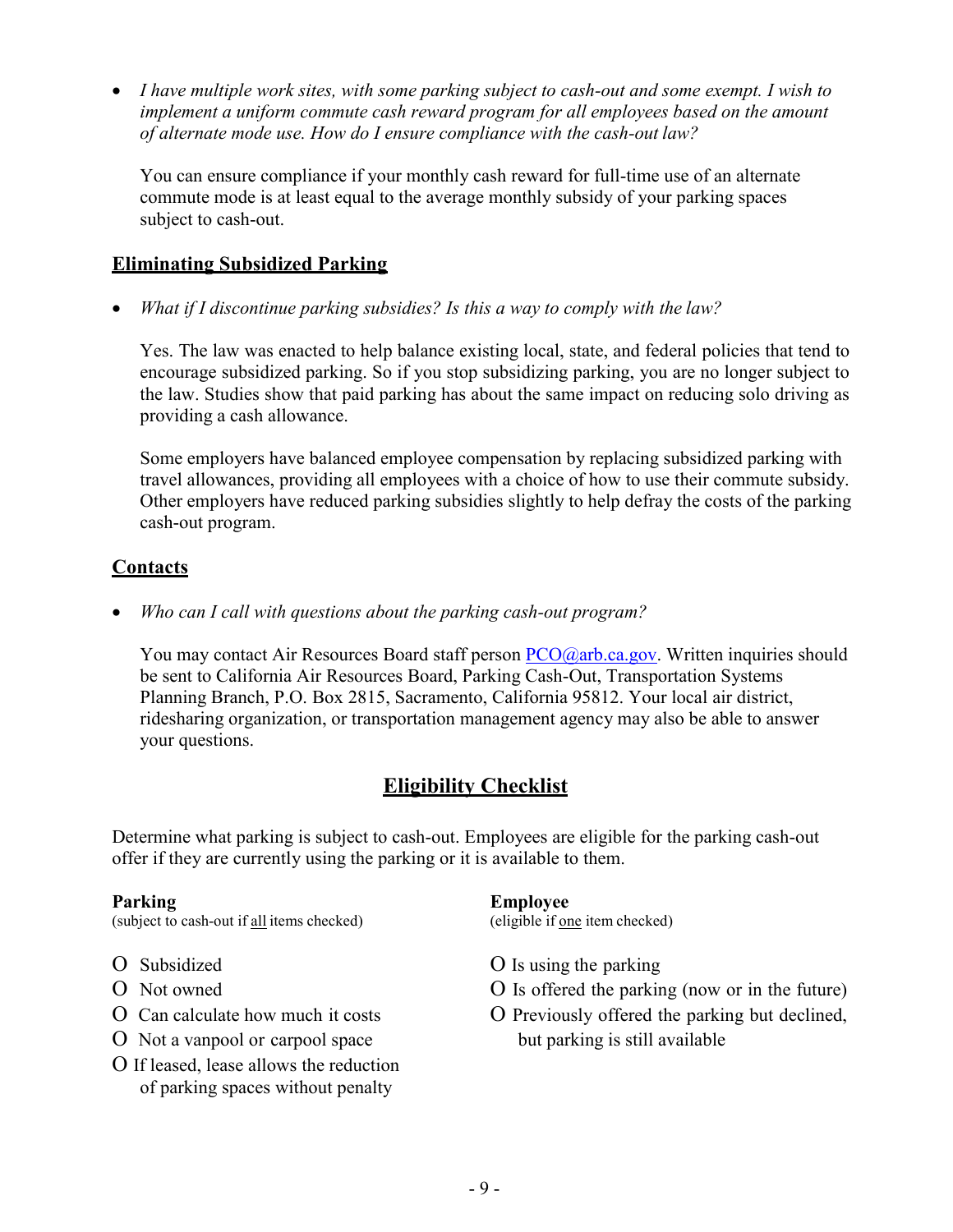- *I have multiple work sites, with some parking subject to cash-out and some exempt. I wish to implement a uniform commute cash reward program for all employees based on the amount of alternate mode use. How do I ensure compliance with the cash-out law?*

  You can ensure compliance if your monthly cash reward for full-time use of an alternate commute mode is at least equal to the average monthly subsidy of your parking spaces subject to cash-out.

## Eliminating Subsidized Parking

- *What if I discontinue parking subsidies? Is this a way to comply with the law?*

  Yes. The law was enacted to help balance existing local, state, and federal policies that tend to encourage subsidized parking. So if you stop subsidizing parking, you are no longer subject to the law. Studies show that paid parking has about the same impact on reducing solo driving as providing a cash allowance.

  Some employers have balanced employee compensation by replacing subsidized parking with travel allowances, providing all employees with a choice of how to use their commute subsidy. Other employers have reduced parking subsidies slightly to help defray the costs of the parking cash-out program.

## Contacts

- *Who can I call with questions about the parking cash-out program?*

  You may contact Air Resources Board staff person PCO@arb.ca.gov. Written inquiries should be sent to California Air Resources Board, Parking Cash-Out, Transportation Systems Planning Branch, P.O. Box 2815, Sacramento, California 95812. Your local air district, ridesharing organization, or transportation management agency may also be able to answer your questions.

# Eligibility Checklist

Determine what parking is subject to cash-out. Employees are eligible for the parking cash-out offer if they are currently using the parking or it is available to them.

**Parking**
(subject to cash-out if all items checked)

- O Subsidized
- O Not owned
- O Can calculate how much it costs
- O Not a vanpool or carpool space
- O If leased, lease allows the reduction of parking spaces without penalty

**Employee**
(eligible if one item checked)

- O Is using the parking
- O Is offered the parking (now or in the future)
- O Previously offered the parking but declined, but parking is still available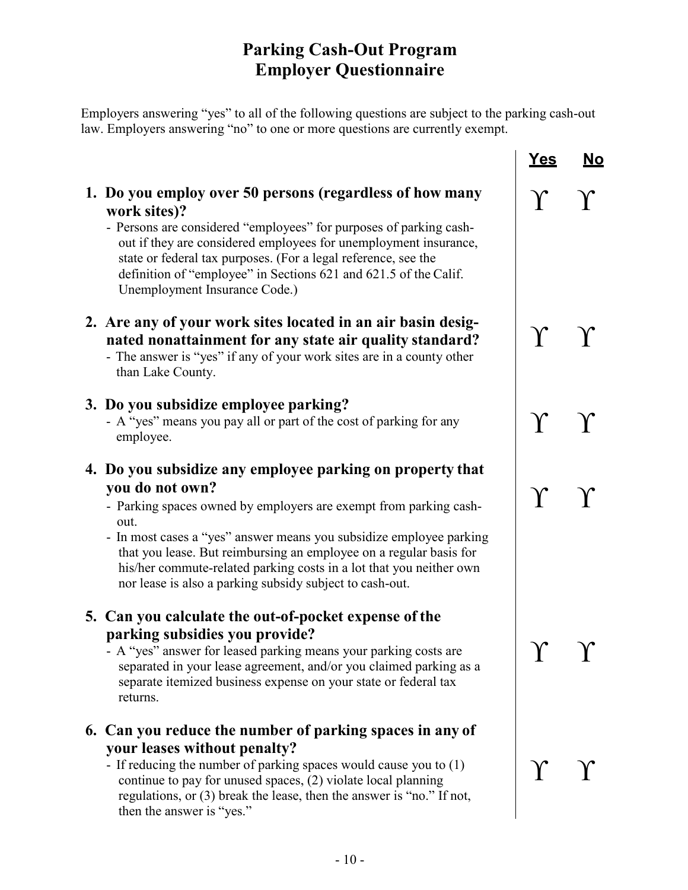# Parking Cash-Out Program
# Employer Questionnaire

Employers answering "yes" to all of the following questions are subject to the parking cash-out law. Employers answering "no" to one or more questions are currently exempt.

| | Yes | No |
|---|---|---|
| **1. Do you employ over 50 persons (regardless of how many work sites)?**<br>- Persons are considered "employees" for purposes of parking cash-out if they are considered employees for unemployment insurance, state or federal tax purposes. (For a legal reference, see the definition of "employee" in Sections 621 and 621.5 of the Calif. Unemployment Insurance Code.) | ϒ | ϒ |
| **2. Are any of your work sites located in an air basin designated nonattainment for any state air quality standard?**<br>- The answer is "yes" if any of your work sites are in a county other than Lake County. | ϒ | ϒ |
| **3. Do you subsidize employee parking?**<br>- A "yes" means you pay all or part of the cost of parking for any employee. | ϒ | ϒ |
| **4. Do you subsidize any employee parking on property that you do not own?**<br>- Parking spaces owned by employers are exempt from parking cash-out.<br>- In most cases a "yes" answer means you subsidize employee parking that you lease. But reimbursing an employee on a regular basis for his/her commute-related parking costs in a lot that you neither own nor lease is also a parking subsidy subject to cash-out. | ϒ | ϒ |
| **5. Can you calculate the out-of-pocket expense of the parking subsidies you provide?**<br>- A "yes" answer for leased parking means your parking costs are separated in your lease agreement, and/or you claimed parking as a separate itemized business expense on your state or federal tax returns. | ϒ | ϒ |
| **6. Can you reduce the number of parking spaces in any of your leases without penalty?**<br>- If reducing the number of parking spaces would cause you to (1) continue to pay for unused spaces, (2) violate local planning regulations, or (3) break the lease, then the answer is "no." If not, then the answer is "yes." | ϒ | ϒ |